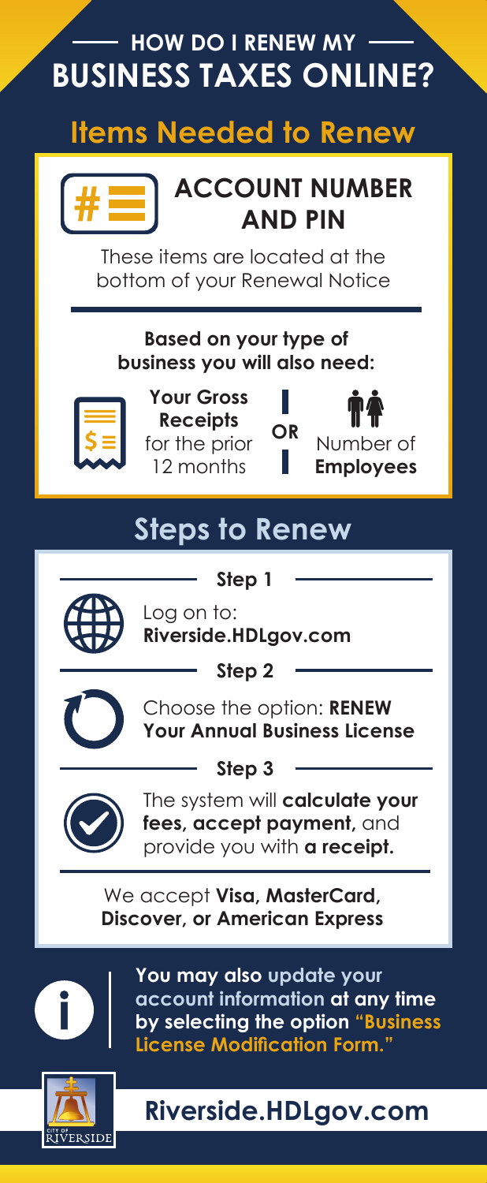# HOW DO I RENEW MY BUSINESS TAXES ONLINE?

## Items Needed to Renew

### ACCOUNT NUMBER AND PIN

These items are located at the bottom of your Renewal Notice

**Based on your type of business you will also need:**

**Your Gross Receipts** for the prior 12 months

OR

Number of **Employees**

## Steps to Renew

**Step 1**

Log on to:
**Riverside.HDLgov.com**

**Step 2**

Choose the option: **RENEW Your Annual Business License**

**Step 3**

The system will **calculate your fees, accept payment,** and provide you with **a receipt.**

We accept **Visa, MasterCard, Discover, or American Express**

**You may also update your account information at any time by selecting the option "Business License Modification Form."**

CITY OF RIVERSIDE

**Riverside.HDLgov.com**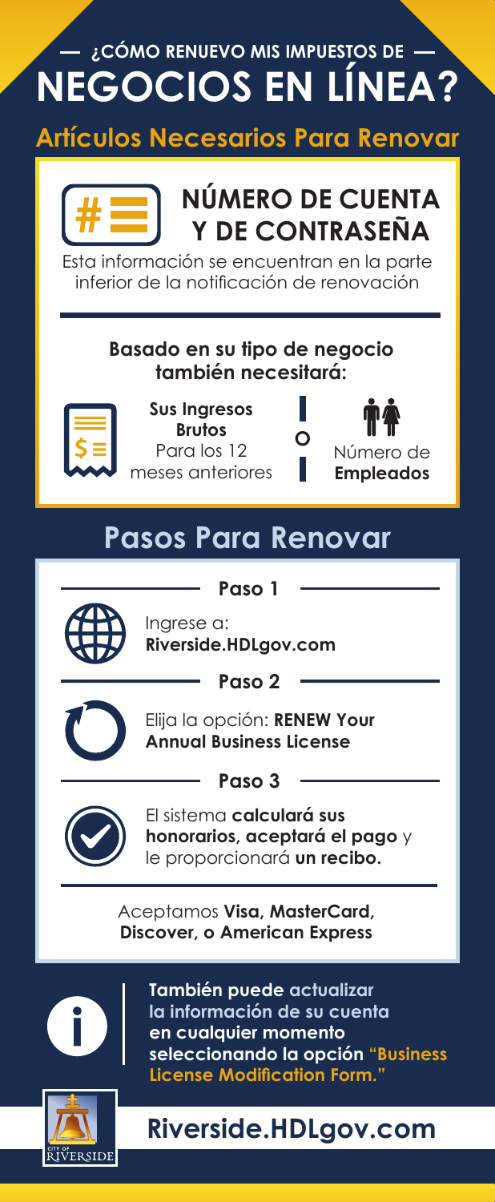## — ¿CÓMO RENUEVO MIS IMPUESTOS DE —

# NEGOCIOS EN LÍNEA?

## Artículos Necesarios Para Renovar

### NÚMERO DE CUENTA Y DE CONTRASEÑA

Esta información se encuentran en la parte inferior de la notificación de renovación

**Basado en su tipo de negocio también necesitará:**

**Sus Ingresos Brutos** Para los 12 meses anteriores

O

Número de **Empleados**

## Pasos Para Renovar

**Paso 1**

Ingrese a: **Riverside.HDLgov.com**

**Paso 2**

Elija la opción: **RENEW Your Annual Business License**

**Paso 3**

El sistema **calculará sus honorarios, aceptará el pago** y le proporcionará **un recibo.**

Aceptamos **Visa, MasterCard, Discover, o American Express**

**También puede actualizar la información de su cuenta en cualquier momento seleccionando la opción "Business License Modification Form."**

CITY OF RIVERSIDE

## Riverside.HDLgov.com